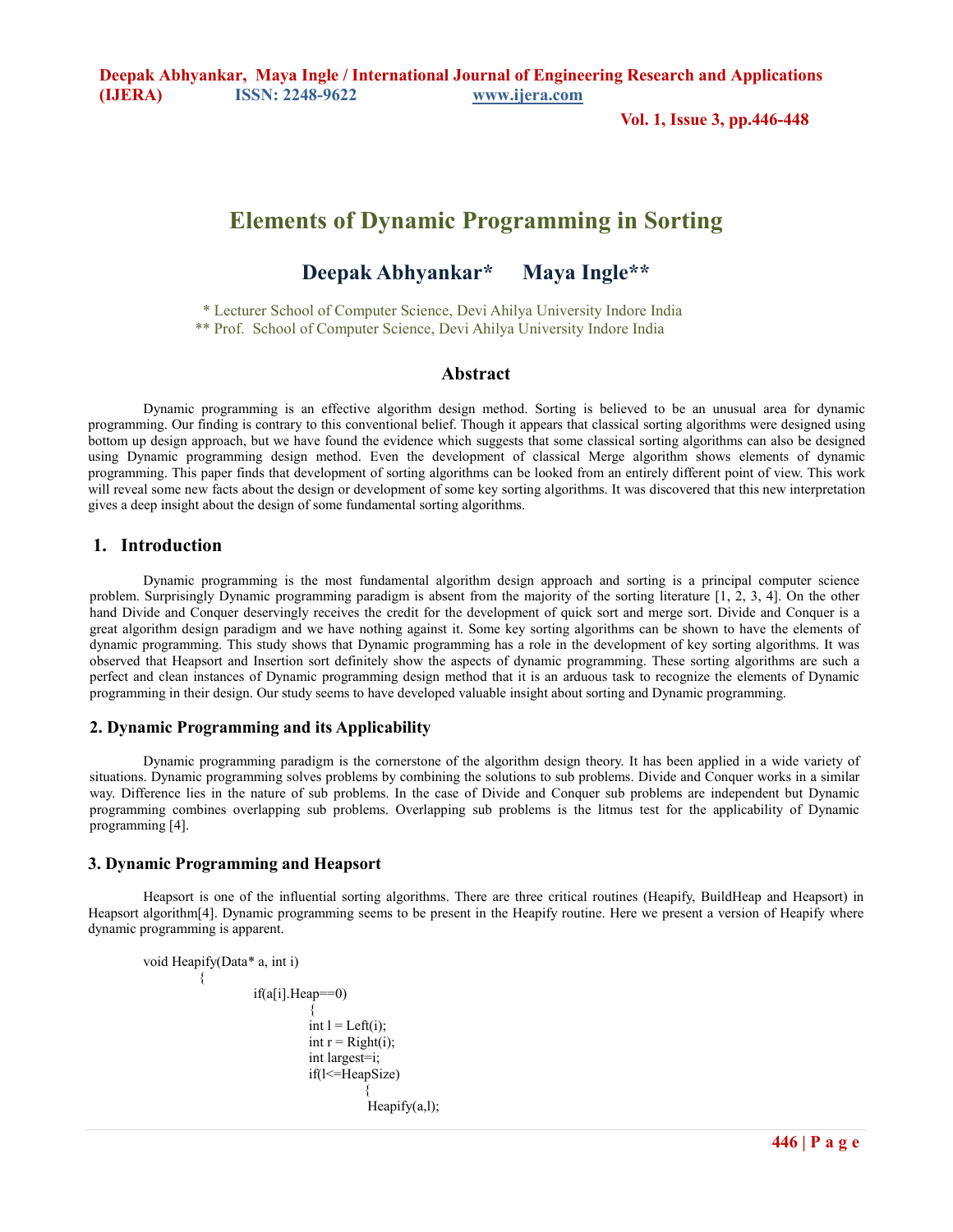# Elements of Dynamic Programming in Sorting

**Deepak Abhyankar\*   Maya Ingle\*\***

\* Lecturer School of Computer Science, Devi Ahilya University Indore India
\*\* Prof. School of Computer Science, Devi Ahilya University Indore India

## Abstract

Dynamic programming is an effective algorithm design method. Sorting is believed to be an unusual area for dynamic programming. Our finding is contrary to this conventional belief. Though it appears that classical sorting algorithms were designed using bottom up design approach, but we have found the evidence which suggests that some classical sorting algorithms can also be designed using Dynamic programming design method. Even the development of classical Merge algorithm shows elements of dynamic programming. This paper finds that development of sorting algorithms can be looked from an entirely different point of view. This work will reveal some new facts about the design or development of some key sorting algorithms. It was discovered that this new interpretation gives a deep insight about the design of some fundamental sorting algorithms.

## 1. Introduction

Dynamic programming is the most fundamental algorithm design approach and sorting is a principal computer science problem. Surprisingly Dynamic programming paradigm is absent from the majority of the sorting literature [1, 2, 3, 4]. On the other hand Divide and Conquer deservingly receives the credit for the development of quick sort and merge sort. Divide and Conquer is a great algorithm design paradigm and we have nothing against it. Some key sorting algorithms can be shown to have the elements of dynamic programming. This study shows that Dynamic programming has a role in the development of key sorting algorithms. It was observed that Heapsort and Insertion sort definitely show the aspects of dynamic programming. These sorting algorithms are such a perfect and clean instances of Dynamic programming design method that it is an arduous task to recognize the elements of Dynamic programming in their design. Our study seems to have developed valuable insight about sorting and Dynamic programming.

### 2. Dynamic Programming and its Applicability

Dynamic programming paradigm is the cornerstone of the algorithm design theory. It has been applied in a wide variety of situations. Dynamic programming solves problems by combining the solutions to sub problems. Divide and Conquer works in a similar way. Difference lies in the nature of sub problems. In the case of Divide and Conquer sub problems are independent but Dynamic programming combines overlapping sub problems. Overlapping sub problems is the litmus test for the applicability of Dynamic programming [4].

### 3. Dynamic Programming and Heapsort

Heapsort is one of the influential sorting algorithms. There are three critical routines (Heapify, BuildHeap and Heapsort) in Heapsort algorithm[4]. Dynamic programming seems to be present in the Heapify routine. Here we present a version of Heapify where dynamic programming is apparent.

```
void Heapify(Data* a, int i)
    {
        if(a[i].Heap==0)
            {
            int l = Left(i);
            int r = Right(i);
            int largest=i;
            if(l<=HeapSize)
                {
                Heapify(a,l);
```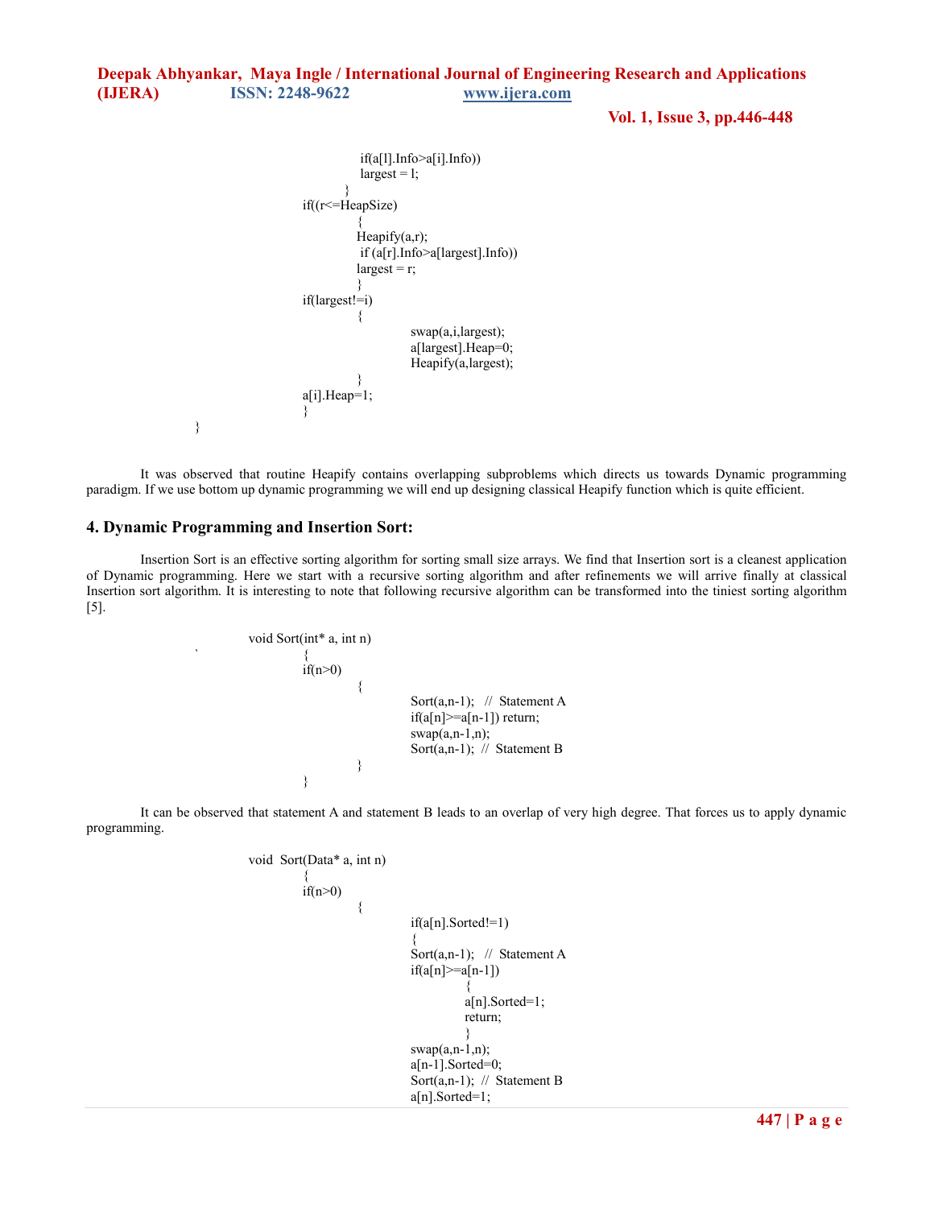```
                if(a[l].Info>a[i].Info))
                largest = l;
            }
        if((r<=HeapSize)
            {
            Heapify(a,r);
             if (a[r].Info>a[largest].Info))
            largest = r;
            }
        if(largest!=i)
            {
                swap(a,i,largest);
                a[largest].Heap=0;
                Heapify(a,largest);
            }
        a[i].Heap=1;
        }
}
```

It was observed that routine Heapify contains overlapping subproblems which directs us towards Dynamic programming paradigm. If we use bottom up dynamic programming we will end up designing classical Heapify function which is quite efficient.

## 4. Dynamic Programming and Insertion Sort:

Insertion Sort is an effective sorting algorithm for sorting small size arrays. We find that Insertion sort is a cleanest application of Dynamic programming. Here we start with a recursive sorting algorithm and after refinements we will arrive finally at classical Insertion sort algorithm. It is interesting to note that following recursive algorithm can be transformed into the tiniest sorting algorithm [5].

```
void Sort(int* a, int n)
`       {
        if(n>0)
            {
                Sort(a,n-1);   //  Statement A
                if(a[n]>=a[n-1]) return;
                swap(a,n-1,n);
                Sort(a,n-1);  //  Statement B
            }
        }
```

It can be observed that statement A and statement B leads to an overlap of very high degree. That forces us to apply dynamic programming.

```
void  Sort(Data* a, int n)
        {
        if(n>0)
            {
                if(a[n].Sorted!=1)
                {
                Sort(a,n-1);   //  Statement A
                if(a[n]>=a[n-1])
                    {
                    a[n].Sorted=1;
                    return;
                    }
                swap(a,n-1,n);
                a[n-1].Sorted=0;
                Sort(a,n-1);  //  Statement B
                a[n].Sorted=1;
```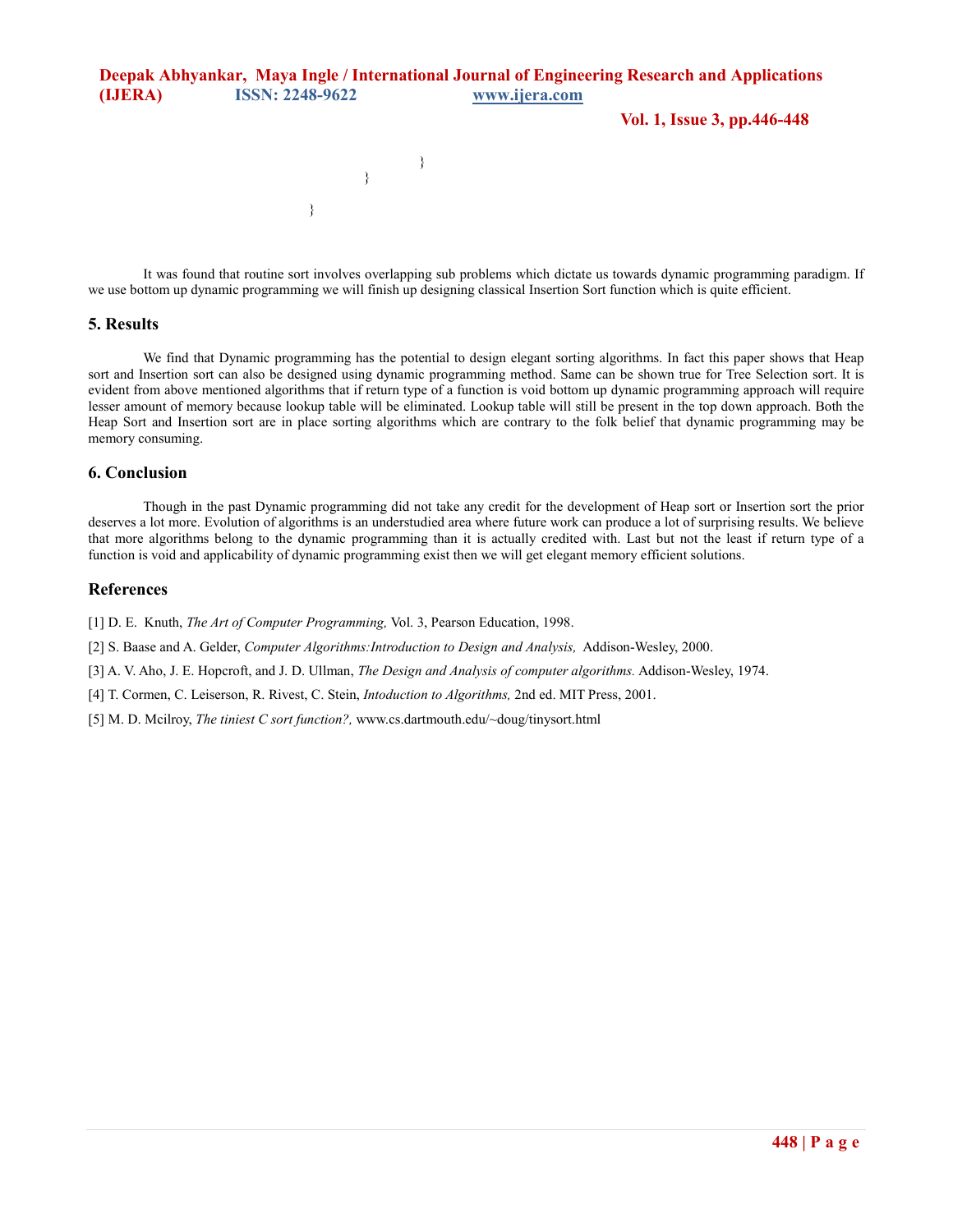```
            }
        }
    }
```

It was found that routine sort involves overlapping sub problems which dictate us towards dynamic programming paradigm. If we use bottom up dynamic programming we will finish up designing classical Insertion Sort function which is quite efficient.

## 5. Results

We find that Dynamic programming has the potential to design elegant sorting algorithms. In fact this paper shows that Heap sort and Insertion sort can also be designed using dynamic programming method. Same can be shown true for Tree Selection sort. It is evident from above mentioned algorithms that if return type of a function is void bottom up dynamic programming approach will require lesser amount of memory because lookup table will be eliminated. Lookup table will still be present in the top down approach. Both the Heap Sort and Insertion sort are in place sorting algorithms which are contrary to the folk belief that dynamic programming may be memory consuming.

## 6. Conclusion

Though in the past Dynamic programming did not take any credit for the development of Heap sort or Insertion sort the prior deserves a lot more. Evolution of algorithms is an understudied area where future work can produce a lot of surprising results. We believe that more algorithms belong to the dynamic programming than it is actually credited with. Last but not the least if return type of a function is void and applicability of dynamic programming exist then we will get elegant memory efficient solutions.

## References

[1] D. E. Knuth, *The Art of Computer Programming,* Vol. 3, Pearson Education, 1998.

[2] S. Baase and A. Gelder, *Computer Algorithms:Introduction to Design and Analysis,* Addison-Wesley, 2000.

[3] A. V. Aho, J. E. Hopcroft, and J. D. Ullman, *The Design and Analysis of computer algorithms.* Addison-Wesley, 1974.

[4] T. Cormen, C. Leiserson, R. Rivest, C. Stein, *Intoduction to Algorithms,* 2nd ed. MIT Press, 2001.

[5] M. D. Mcilroy, *The tiniest C sort function?,* www.cs.dartmouth.edu/~doug/tinysort.html